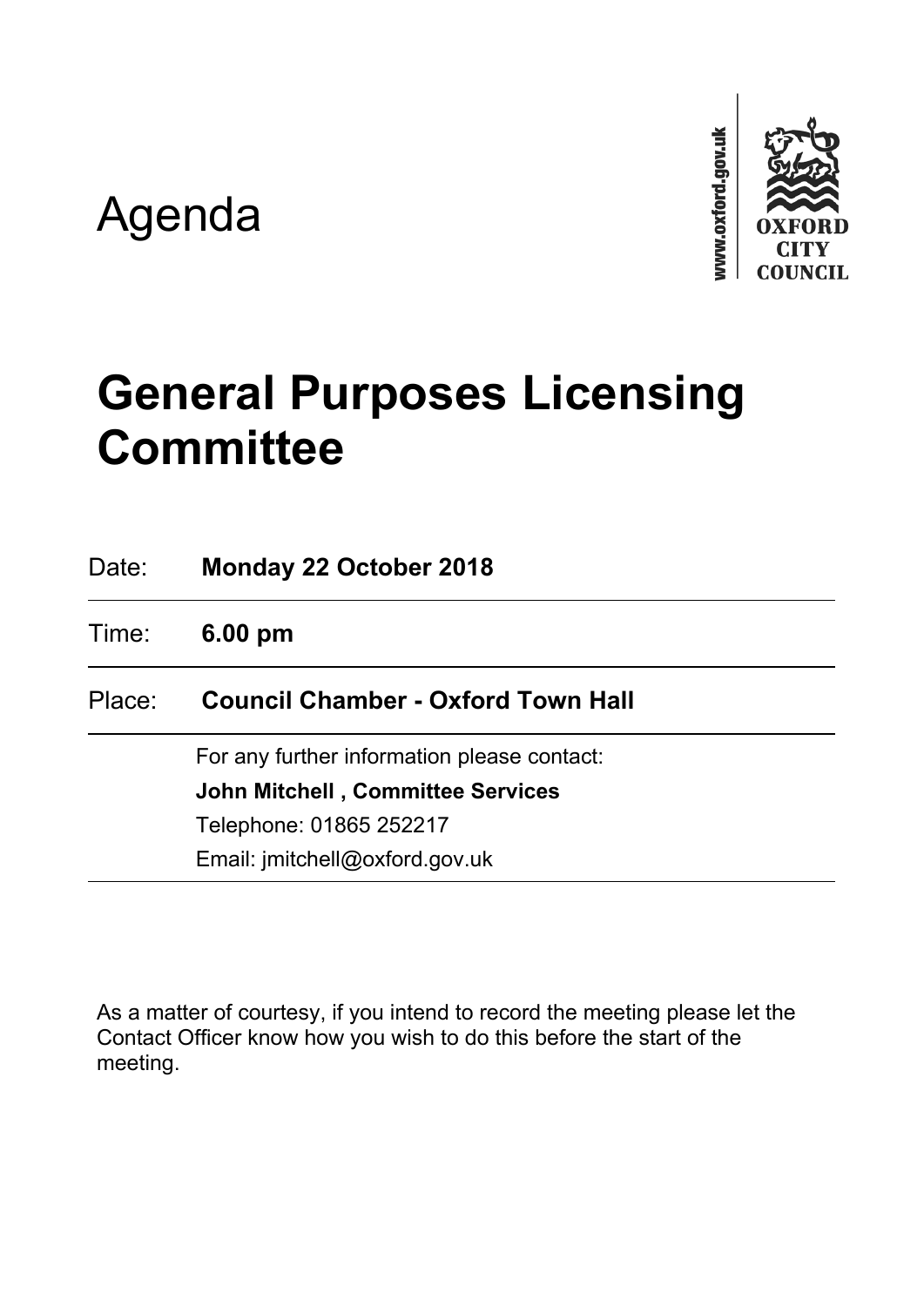# Agenda

www.oxford.gov.uk

OXFORD CITY COUNCIL

# General Purposes Licensing Committee

| | |
|---|---|
| Date: | **Monday 22 October 2018** |
| Time: | **6.00 pm** |
| Place: | **Council Chamber - Oxford Town Hall** |
| | For any further information please contact:<br>**John Mitchell , Committee Services**<br>Telephone: 01865 252217<br>Email: jmitchell@oxford.gov.uk |

As a matter of courtesy, if you intend to record the meeting please let the Contact Officer know how you wish to do this before the start of the meeting.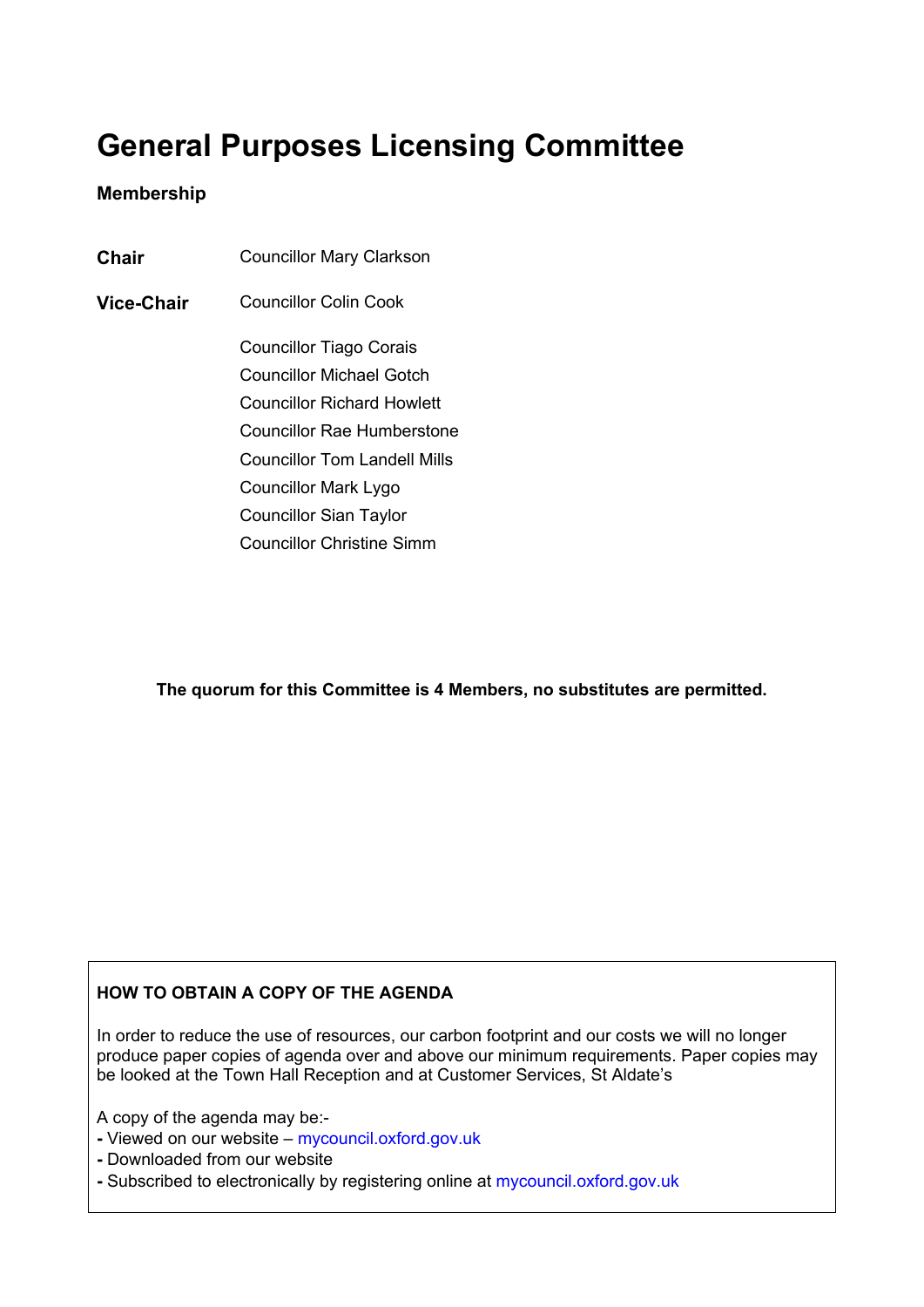# General Purposes Licensing Committee

**Membership**

| | |
|---|---|
| **Chair** | Councillor Mary Clarkson |
| **Vice-Chair** | Councillor Colin Cook |
| | Councillor Tiago Corais |
| | Councillor Michael Gotch |
| | Councillor Richard Howlett |
| | Councillor Rae Humberstone |
| | Councillor Tom Landell Mills |
| | Councillor Mark Lygo |
| | Councillor Sian Taylor |
| | Councillor Christine Simm |

**The quorum for this Committee is 4 Members, no substitutes are permitted.**

**HOW TO OBTAIN A COPY OF THE AGENDA**

In order to reduce the use of resources, our carbon footprint and our costs we will no longer produce paper copies of agenda over and above our minimum requirements. Paper copies may be looked at the Town Hall Reception and at Customer Services, St Aldate's

A copy of the agenda may be:-

- Viewed on our website – mycouncil.oxford.gov.uk
- Downloaded from our website
- Subscribed to electronically by registering online at mycouncil.oxford.gov.uk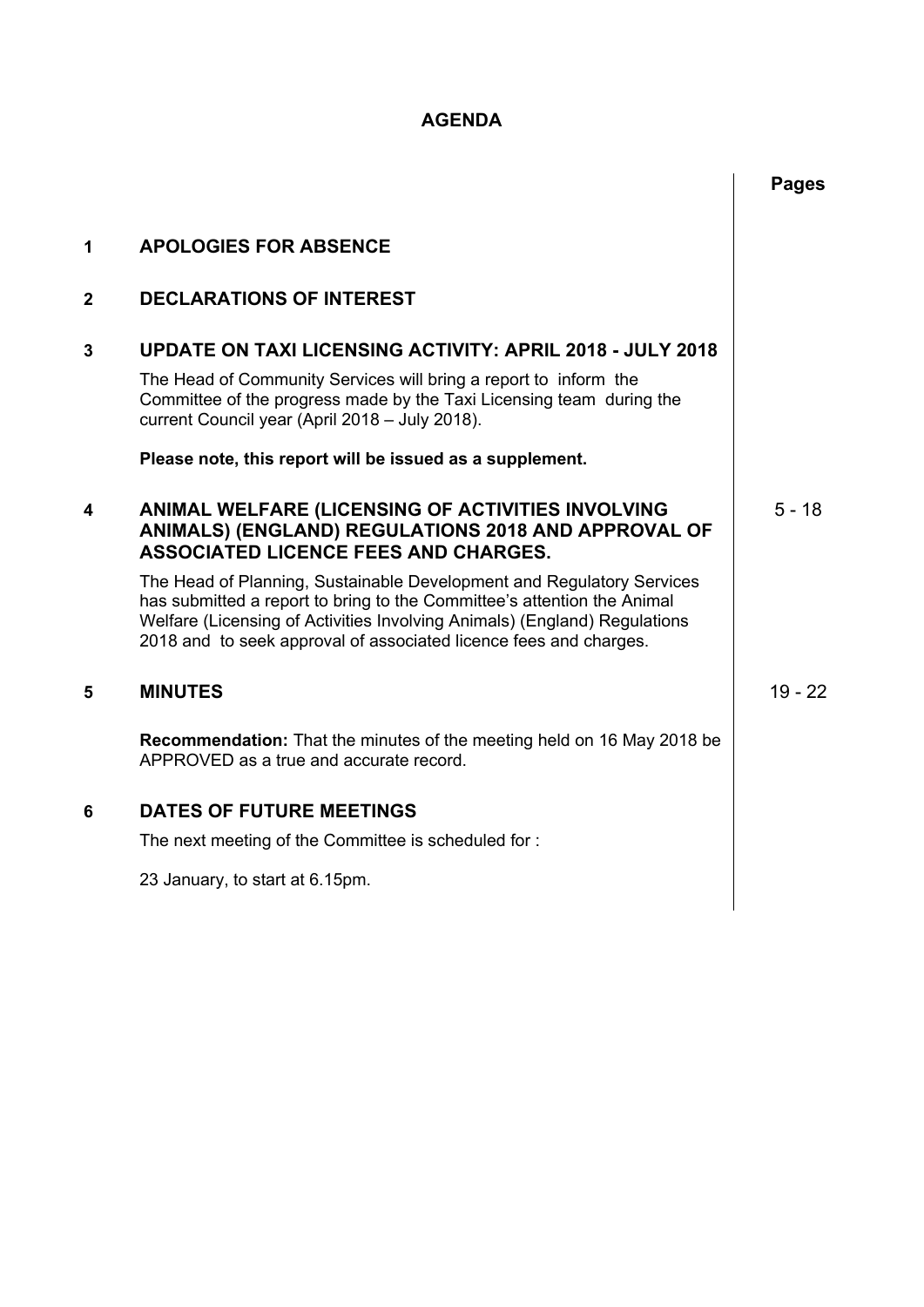# AGENDA

| | | Pages |
|---|---|---|
| **1** | **APOLOGIES FOR ABSENCE** | |
| **2** | **DECLARATIONS OF INTEREST** | |
| **3** | **UPDATE ON TAXI LICENSING ACTIVITY: APRIL 2018 - JULY 2018**<br><br>The Head of Community Services will bring a report to inform the Committee of the progress made by the Taxi Licensing team during the current Council year (April 2018 – July 2018).<br><br>**Please note, this report will be issued as a supplement.** | |
| **4** | **ANIMAL WELFARE (LICENSING OF ACTIVITIES INVOLVING ANIMALS) (ENGLAND) REGULATIONS 2018 AND APPROVAL OF ASSOCIATED LICENCE FEES AND CHARGES.**<br><br>The Head of Planning, Sustainable Development and Regulatory Services has submitted a report to bring to the Committee's attention the Animal Welfare (Licensing of Activities Involving Animals) (England) Regulations 2018 and to seek approval of associated licence fees and charges. | 5 - 18 |
| **5** | **MINUTES**<br><br>**Recommendation:** That the minutes of the meeting held on 16 May 2018 be APPROVED as a true and accurate record. | 19 - 22 |
| **6** | **DATES OF FUTURE MEETINGS**<br><br>The next meeting of the Committee is scheduled for :<br><br>23 January, to start at 6.15pm. | |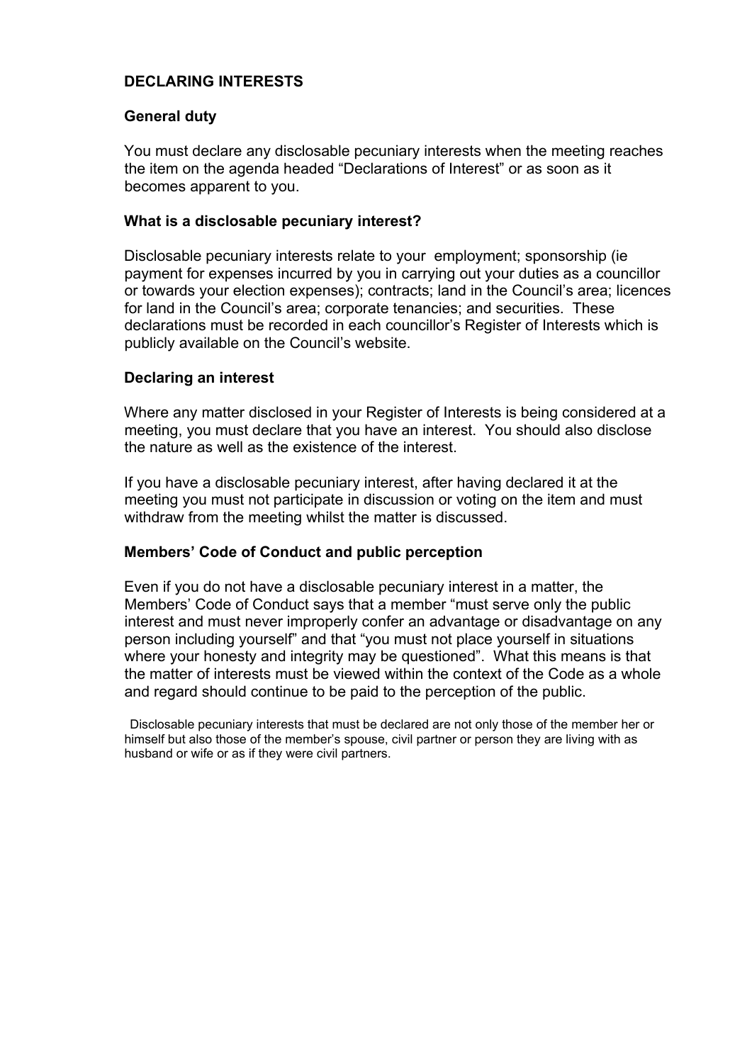## DECLARING INTERESTS

### General duty

You must declare any disclosable pecuniary interests when the meeting reaches the item on the agenda headed "Declarations of Interest" or as soon as it becomes apparent to you.

### What is a disclosable pecuniary interest?

Disclosable pecuniary interests relate to your employment; sponsorship (ie payment for expenses incurred by you in carrying out your duties as a councillor or towards your election expenses); contracts; land in the Council's area; licences for land in the Council's area; corporate tenancies; and securities. These declarations must be recorded in each councillor's Register of Interests which is publicly available on the Council's website.

### Declaring an interest

Where any matter disclosed in your Register of Interests is being considered at a meeting, you must declare that you have an interest. You should also disclose the nature as well as the existence of the interest.

If you have a disclosable pecuniary interest, after having declared it at the meeting you must not participate in discussion or voting on the item and must withdraw from the meeting whilst the matter is discussed.

### Members' Code of Conduct and public perception

Even if you do not have a disclosable pecuniary interest in a matter, the Members' Code of Conduct says that a member "must serve only the public interest and must never improperly confer an advantage or disadvantage on any person including yourself" and that "you must not place yourself in situations where your honesty and integrity may be questioned". What this means is that the matter of interests must be viewed within the context of the Code as a whole and regard should continue to be paid to the perception of the public.

Disclosable pecuniary interests that must be declared are not only those of the member her or himself but also those of the member's spouse, civil partner or person they are living with as husband or wife or as if they were civil partners.